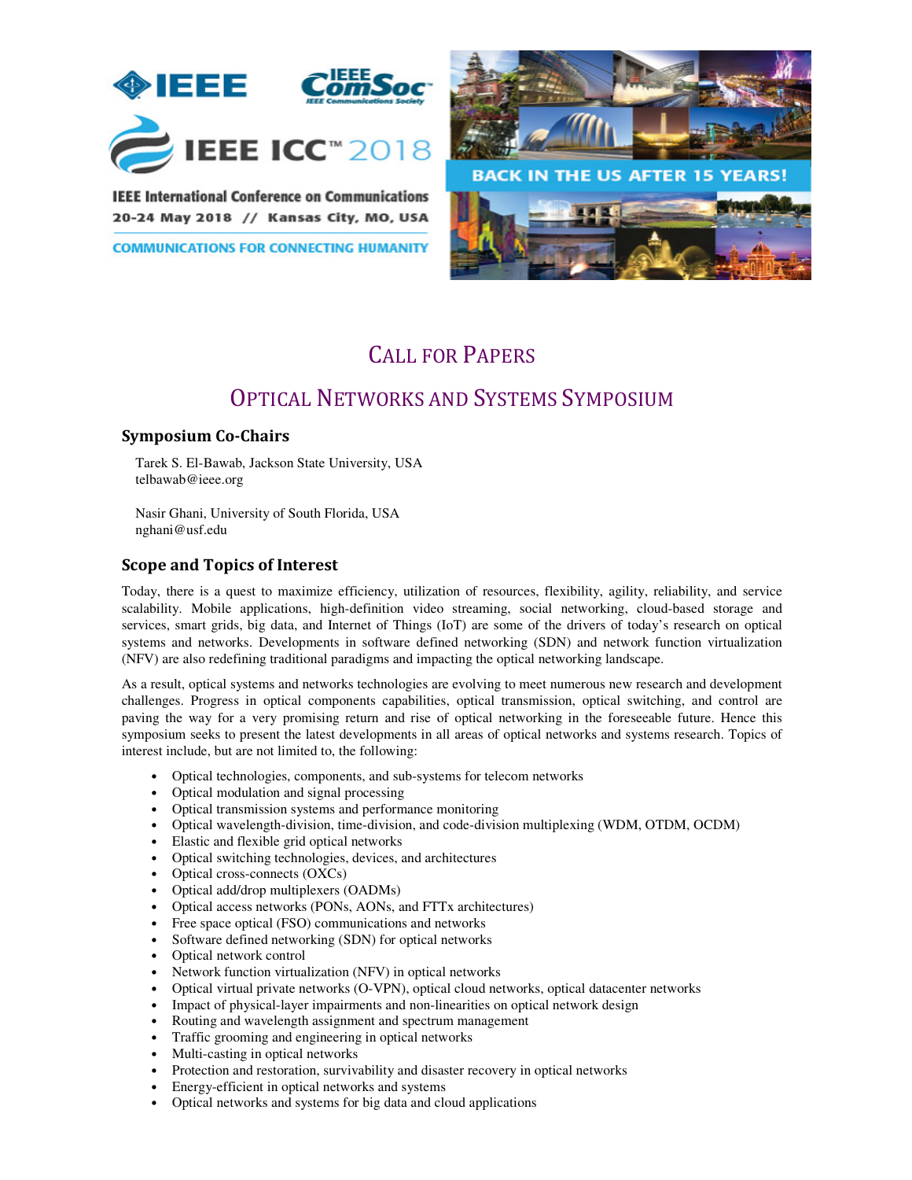IEEE ComSoc IEEE Communications Society

# IEEE ICC™ 2018

IEEE International Conference on Communications
20-24 May 2018 // Kansas City, MO, USA

COMMUNICATIONS FOR CONNECTING HUMANITY

BACK IN THE US AFTER 15 YEARS!

# CALL FOR PAPERS

# OPTICAL NETWORKS AND SYSTEMS SYMPOSIUM

## Symposium Co-Chairs

Tarek S. El-Bawab, Jackson State University, USA
telbawab@ieee.org

Nasir Ghani, University of South Florida, USA
nghani@usf.edu

## Scope and Topics of Interest

Today, there is a quest to maximize efficiency, utilization of resources, flexibility, agility, reliability, and service scalability. Mobile applications, high-definition video streaming, social networking, cloud-based storage and services, smart grids, big data, and Internet of Things (IoT) are some of the drivers of today's research on optical systems and networks. Developments in software defined networking (SDN) and network function virtualization (NFV) are also redefining traditional paradigms and impacting the optical networking landscape.

As a result, optical systems and networks technologies are evolving to meet numerous new research and development challenges. Progress in optical components capabilities, optical transmission, optical switching, and control are paving the way for a very promising return and rise of optical networking in the foreseeable future. Hence this symposium seeks to present the latest developments in all areas of optical networks and systems research. Topics of interest include, but are not limited to, the following:

- Optical technologies, components, and sub-systems for telecom networks
- Optical modulation and signal processing
- Optical transmission systems and performance monitoring
- Optical wavelength-division, time-division, and code-division multiplexing (WDM, OTDM, OCDM)
- Elastic and flexible grid optical networks
- Optical switching technologies, devices, and architectures
- Optical cross-connects (OXCs)
- Optical add/drop multiplexers (OADMs)
- Optical access networks (PONs, AONs, and FTTx architectures)
- Free space optical (FSO) communications and networks
- Software defined networking (SDN) for optical networks
- Optical network control
- Network function virtualization (NFV) in optical networks
- Optical virtual private networks (O-VPN), optical cloud networks, optical datacenter networks
- Impact of physical-layer impairments and non-linearities on optical network design
- Routing and wavelength assignment and spectrum management
- Traffic grooming and engineering in optical networks
- Multi-casting in optical networks
- Protection and restoration, survivability and disaster recovery in optical networks
- Energy-efficient in optical networks and systems
- Optical networks and systems for big data and cloud applications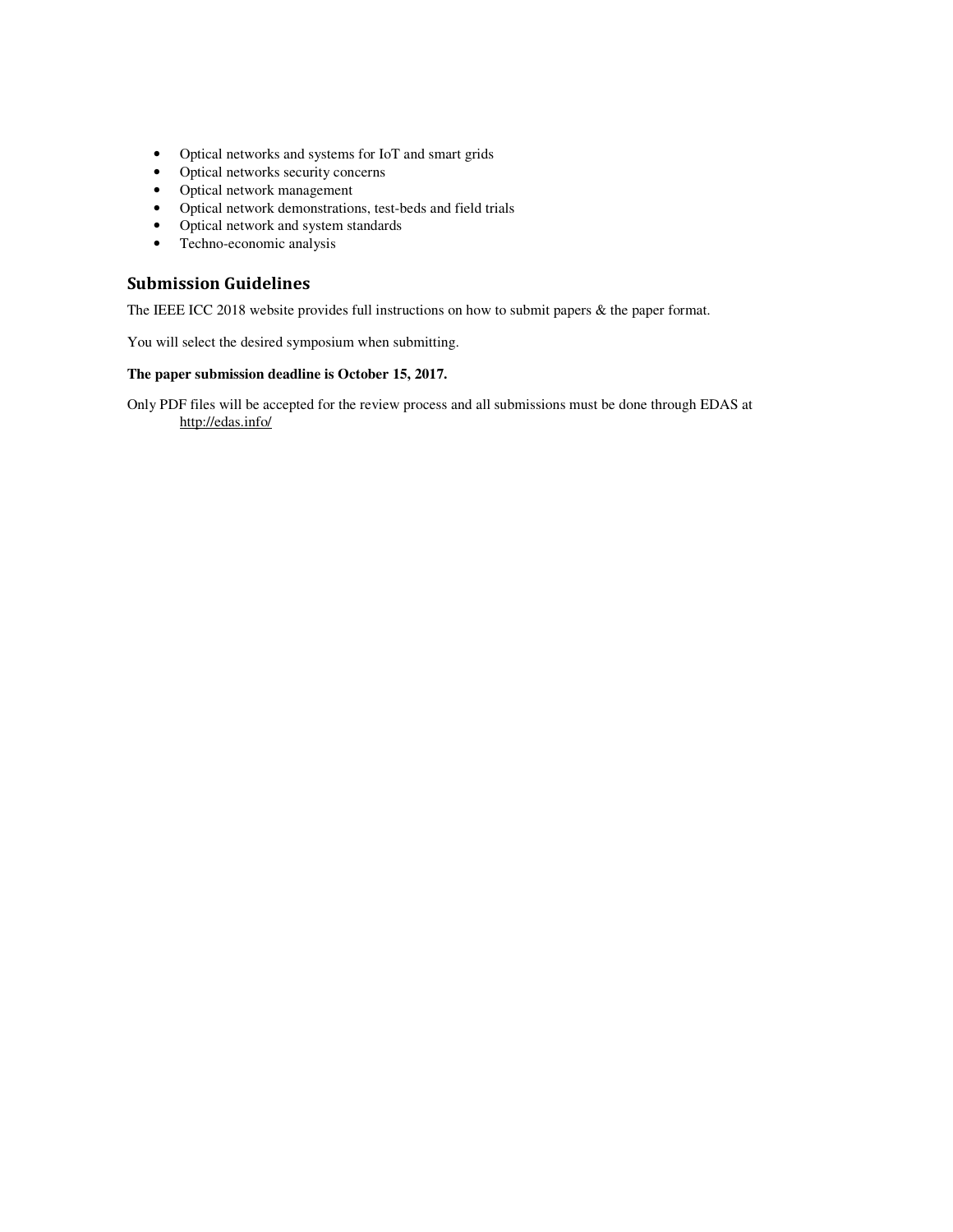- Optical networks and systems for IoT and smart grids
- Optical networks security concerns
- Optical network management
- Optical network demonstrations, test-beds and field trials
- Optical network and system standards
- Techno-economic analysis

## Submission Guidelines

The IEEE ICC 2018 website provides full instructions on how to submit papers & the paper format.

You will select the desired symposium when submitting.

**The paper submission deadline is October 15, 2017.**

Only PDF files will be accepted for the review process and all submissions must be done through EDAS at http://edas.info/